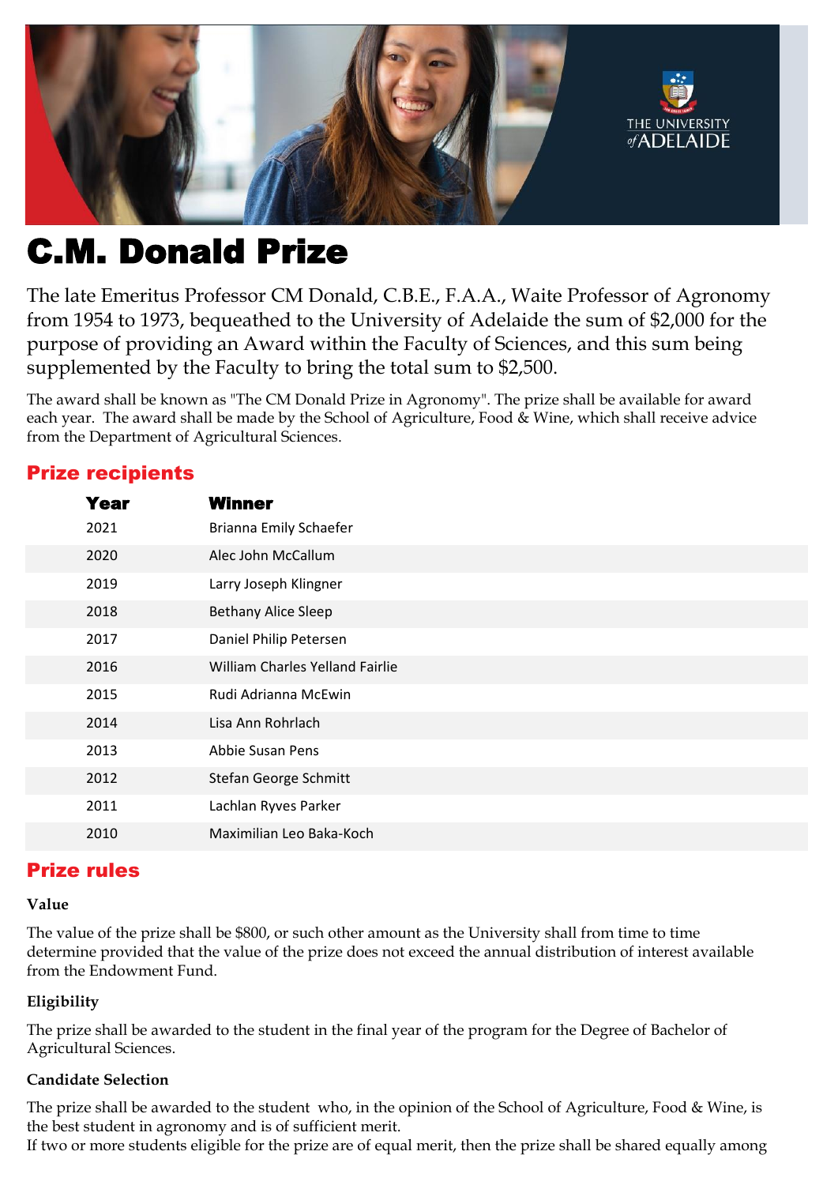# C.M. Donald Prize

The late Emeritus Professor CM Donald, C.B.E., F.A.A., Waite Professor of Agronomy from 1954 to 1973, bequeathed to the University of Adelaide the sum of $2,000 for the purpose of providing an Award within the Faculty of Sciences, and this sum being supplemented by the Faculty to bring the total sum to $2,500.

The award shall be known as "The CM Donald Prize in Agronomy". The prize shall be available for award each year. The award shall be made by the School of Agriculture, Food & Wine, which shall receive advice from the Department of Agricultural Sciences.

## Prize recipients

| Year | Winner |
|---|---|
| 2021 | Brianna Emily Schaefer |
| 2020 | Alec John McCallum |
| 2019 | Larry Joseph Klingner |
| 2018 | Bethany Alice Sleep |
| 2017 | Daniel Philip Petersen |
| 2016 | William Charles Yelland Fairlie |
| 2015 | Rudi Adrianna McEwin |
| 2014 | Lisa Ann Rohrlach |
| 2013 | Abbie Susan Pens |
| 2012 | Stefan George Schmitt |
| 2011 | Lachlan Ryves Parker |
| 2010 | Maximilian Leo Baka-Koch |

## Prize rules

### Value

The value of the prize shall be $800, or such other amount as the University shall from time to time determine provided that the value of the prize does not exceed the annual distribution of interest available from the Endowment Fund.

### Eligibility

The prize shall be awarded to the student in the final year of the program for the Degree of Bachelor of Agricultural Sciences.

### Candidate Selection

The prize shall be awarded to the student who, in the opinion of the School of Agriculture, Food & Wine, is the best student in agronomy and is of sufficient merit.
If two or more students eligible for the prize are of equal merit, then the prize shall be shared equally among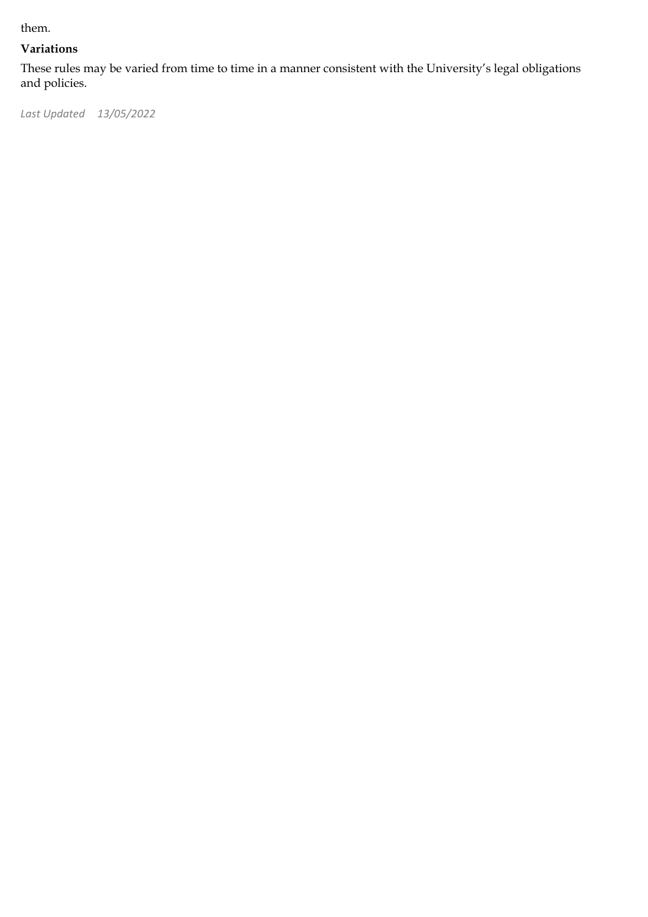them.

**Variations**

These rules may be varied from time to time in a manner consistent with the University's legal obligations and policies.

*Last Updated 13/05/2022*